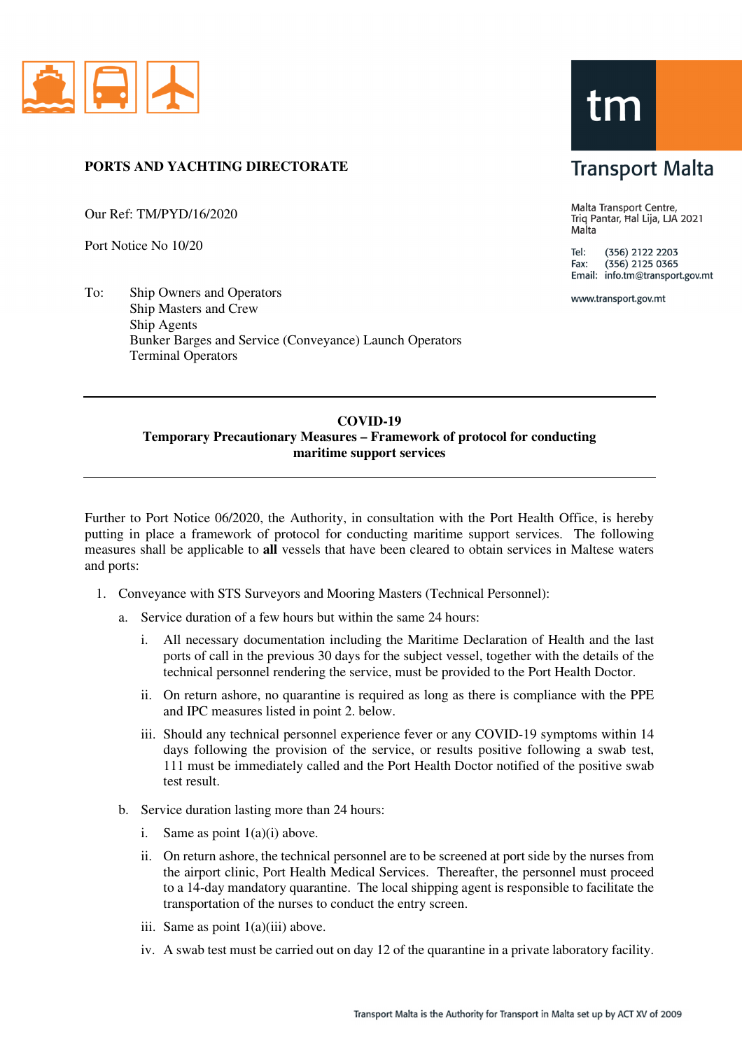**PORTS AND YACHTING DIRECTORATE**

**Transport Malta**

Malta Transport Centre,
Triq Pantar, Ħal Lija, LJA 2021
Malta

Tel: (356) 2122 2203
Fax: (356) 2125 0365
Email: info.tm@transport.gov.mt

www.transport.gov.mt

Our Ref: TM/PYD/16/2020

Port Notice No 10/20

To: Ship Owners and Operators
Ship Masters and Crew
Ship Agents
Bunker Barges and Service (Conveyance) Launch Operators
Terminal Operators

---

**COVID-19**
**Temporary Precautionary Measures – Framework of protocol for conducting maritime support services**

---

Further to Port Notice 06/2020, the Authority, in consultation with the Port Health Office, is hereby putting in place a framework of protocol for conducting maritime support services. The following measures shall be applicable to **all** vessels that have been cleared to obtain services in Maltese waters and ports:

1. Conveyance with STS Surveyors and Mooring Masters (Technical Personnel):
   a. Service duration of a few hours but within the same 24 hours:
      i. All necessary documentation including the Maritime Declaration of Health and the last ports of call in the previous 30 days for the subject vessel, together with the details of the technical personnel rendering the service, must be provided to the Port Health Doctor.
      ii. On return ashore, no quarantine is required as long as there is compliance with the PPE and IPC measures listed in point 2. below.
      iii. Should any technical personnel experience fever or any COVID-19 symptoms within 14 days following the provision of the service, or results positive following a swab test, 111 must be immediately called and the Port Health Doctor notified of the positive swab test result.
   b. Service duration lasting more than 24 hours:
      i. Same as point 1(a)(i) above.
      ii. On return ashore, the technical personnel are to be screened at port side by the nurses from the airport clinic, Port Health Medical Services. Thereafter, the personnel must proceed to a 14-day mandatory quarantine. The local shipping agent is responsible to facilitate the transportation of the nurses to conduct the entry screen.
      iii. Same as point 1(a)(iii) above.
      iv. A swab test must be carried out on day 12 of the quarantine in a private laboratory facility.

Transport Malta is the Authority for Transport in Malta set up by ACT XV of 2009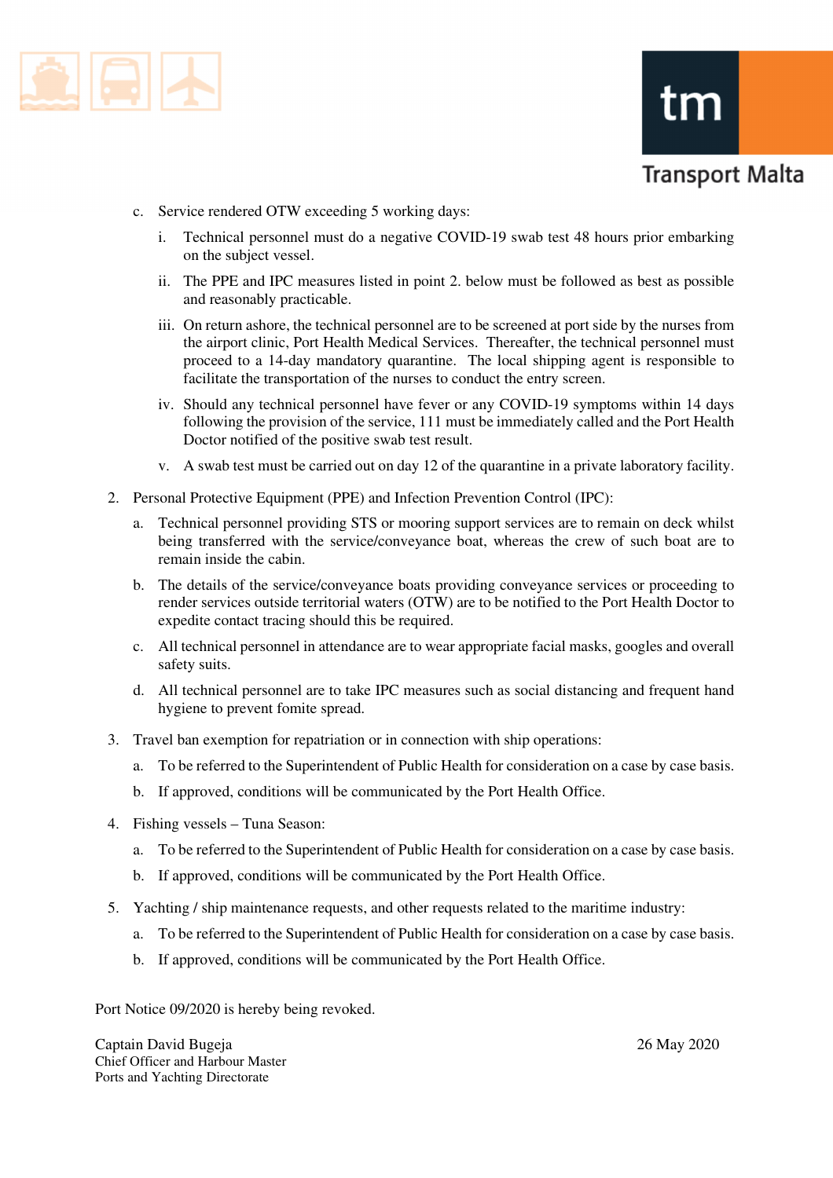c. Service rendered OTW exceeding 5 working days:

   i. Technical personnel must do a negative COVID-19 swab test 48 hours prior embarking on the subject vessel.

   ii. The PPE and IPC measures listed in point 2. below must be followed as best as possible and reasonably practicable.

   iii. On return ashore, the technical personnel are to be screened at port side by the nurses from the airport clinic, Port Health Medical Services. Thereafter, the technical personnel must proceed to a 14-day mandatory quarantine. The local shipping agent is responsible to facilitate the transportation of the nurses to conduct the entry screen.

   iv. Should any technical personnel have fever or any COVID-19 symptoms within 14 days following the provision of the service, 111 must be immediately called and the Port Health Doctor notified of the positive swab test result.

   v. A swab test must be carried out on day 12 of the quarantine in a private laboratory facility.

2. Personal Protective Equipment (PPE) and Infection Prevention Control (IPC):

   a. Technical personnel providing STS or mooring support services are to remain on deck whilst being transferred with the service/conveyance boat, whereas the crew of such boat are to remain inside the cabin.

   b. The details of the service/conveyance boats providing conveyance services or proceeding to render services outside territorial waters (OTW) are to be notified to the Port Health Doctor to expedite contact tracing should this be required.

   c. All technical personnel in attendance are to wear appropriate facial masks, googles and overall safety suits.

   d. All technical personnel are to take IPC measures such as social distancing and frequent hand hygiene to prevent fomite spread.

3. Travel ban exemption for repatriation or in connection with ship operations:

   a. To be referred to the Superintendent of Public Health for consideration on a case by case basis.

   b. If approved, conditions will be communicated by the Port Health Office.

4. Fishing vessels – Tuna Season:

   a. To be referred to the Superintendent of Public Health for consideration on a case by case basis.

   b. If approved, conditions will be communicated by the Port Health Office.

5. Yachting / ship maintenance requests, and other requests related to the maritime industry:

   a. To be referred to the Superintendent of Public Health for consideration on a case by case basis.

   b. If approved, conditions will be communicated by the Port Health Office.

Port Notice 09/2020 is hereby being revoked.

Captain David Bugeja
Chief Officer and Harbour Master
Ports and Yachting Directorate

26 May 2020